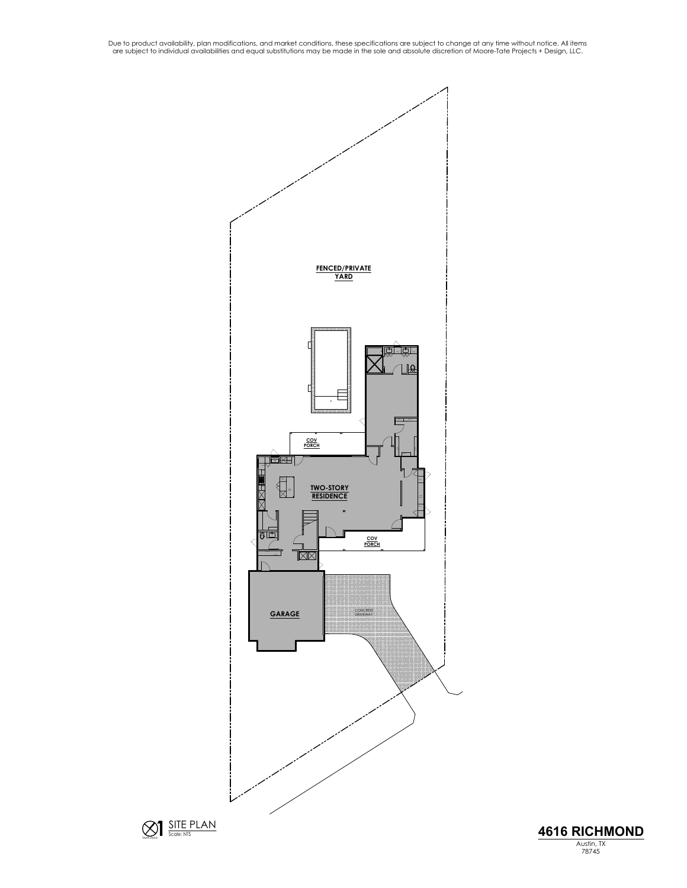Due to product availability, plan modifications, and market conditions, these specifications are subject to change at any time without notice. All items are subject to individual availabilities and equal substitutions may be made in the sole and absolute discretion of Moore-Tate Projects + Design, LLC.

FENCED/PRIVATE YARD

COV PORCH

TWO-STORY RESIDENCE

COV PORCH

GARAGE

CONCRETE DRIVEWAY

North Arrow

1 SITE PLAN
Scale: NTS

**4616 RICHMOND**
Austin, TX
78745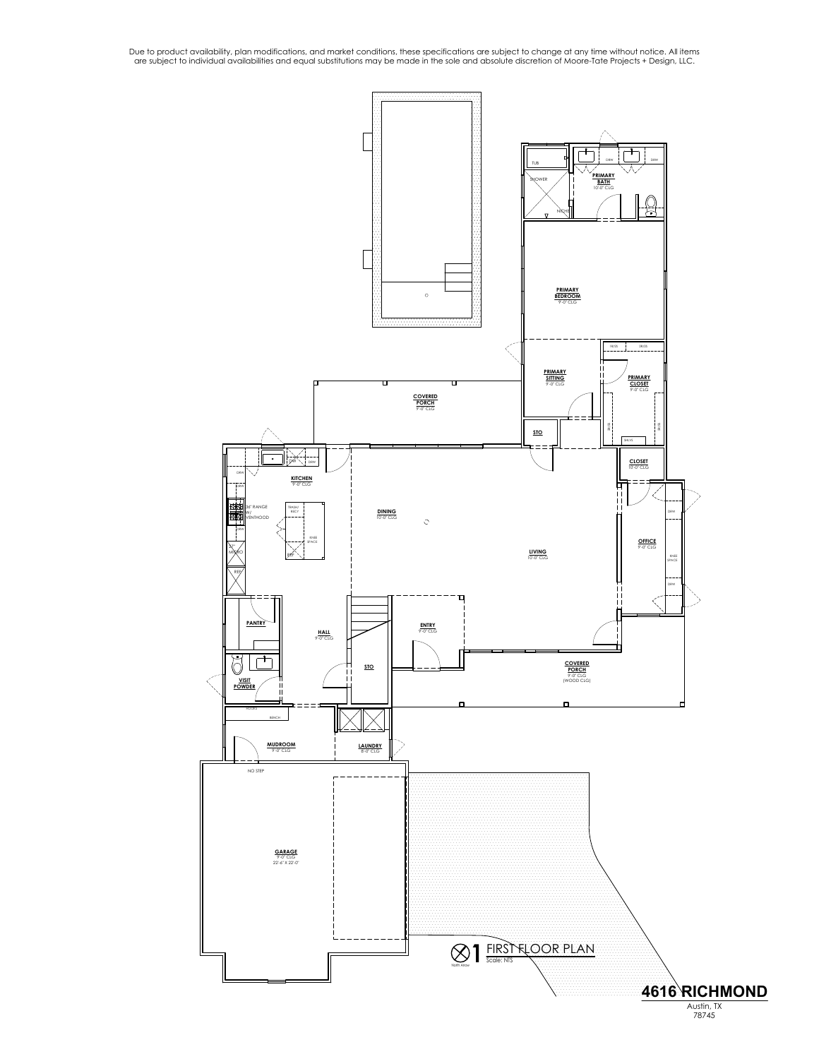Due to product availability, plan modifications, and market conditions, these specifications are subject to change at any time without notice. All items are subject to individual availabilities and equal substitutions may be made in the sole and absolute discretion of Moore-Tate Projects + Design, LLC.

PRIMARY BATH
10'-0" CLG

TUB

SHOWER

NICHE

DRW

PRIMARY BEDROOM
9'-0" CLG

PRIMARY SITTING
9'-0" CLG

PRIMARY CLOSET
9'-0" CLG

SHLVS

STO

COVERED PORCH
9'-0" CLG

CLOSET
10'-0" CLG

KITCHEN
9'-0" CLG

DRW

36" RANGE W/ VENTHOOD

TRASH/ RECY

KNEE SPACE

REF

30" MICRO

DINING
10'-0" CLG

LIVING
10'-0" CLG

OFFICE
9'-0" CLG

KNEE SPACE

PANTRY

HALL
9'-0" CLG

ENTRY
9'-0" CLG

STO

COVERED PORCH
9'-0" CLG
(WOOD CLG)

VISIT POWDER

HOOKS

BENCH

MUDROOM
9'-0" CLG

LAUNDRY
8'-0" CLG

NO STEP

GARAGE
9'-0" CLG
22'-6" X 22'-0"

1 FIRST FLOOR PLAN
Scale: NTS

North Arrow

**4616 RICHMOND**
Austin, TX
78745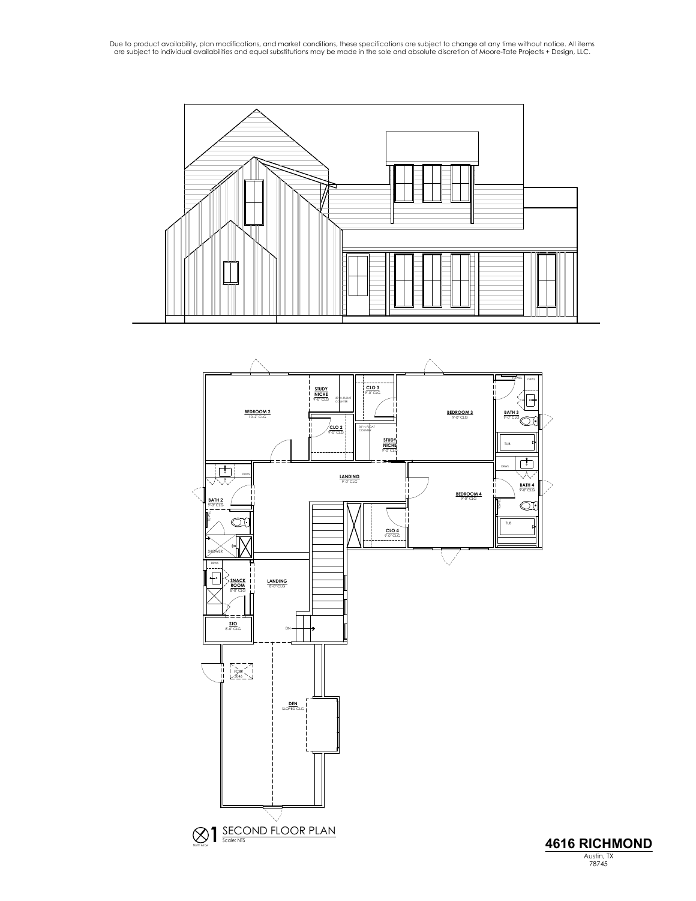Due to product availability, plan modifications, and market conditions, these specifications are subject to change at any time without notice. All items are subject to individual availabilities and equal substitutions may be made in the sole and absolute discretion of Moore-Tate Projects + Design, LLC.

BEDROOM 2
10'-2" CLG

STUDY NICHE
9'-0" CLG

30"H. FLOAT COUNTER

CLO 3
9'-0" CLG

CLO 2
9'-0" CLG

36"H. FLOAT COUNTER

STUDY NICHE
9'-0" CLG

BEDROOM 3
9'-0" CLG

BATH 3
9'-0" CLG

TUB

DRWS

LANDING
9'-0" CLG

BEDROOM 4
9'-0" CLG

BATH 4
9'-0" CLG

TUB

DRWS

BATH 2
9'-0" CLG

SHOWER

CLO 4
9'-0" CLG

SNACK ROOM
8'-0" CLG

LANDING
8'-0" CLG

STO
8'-0" CLG

DN

DEN
SLOPED CLG

1 SECOND FLOOR PLAN
Scale: NTS

North Arrow

**4616 RICHMOND**
Austin, TX
78745